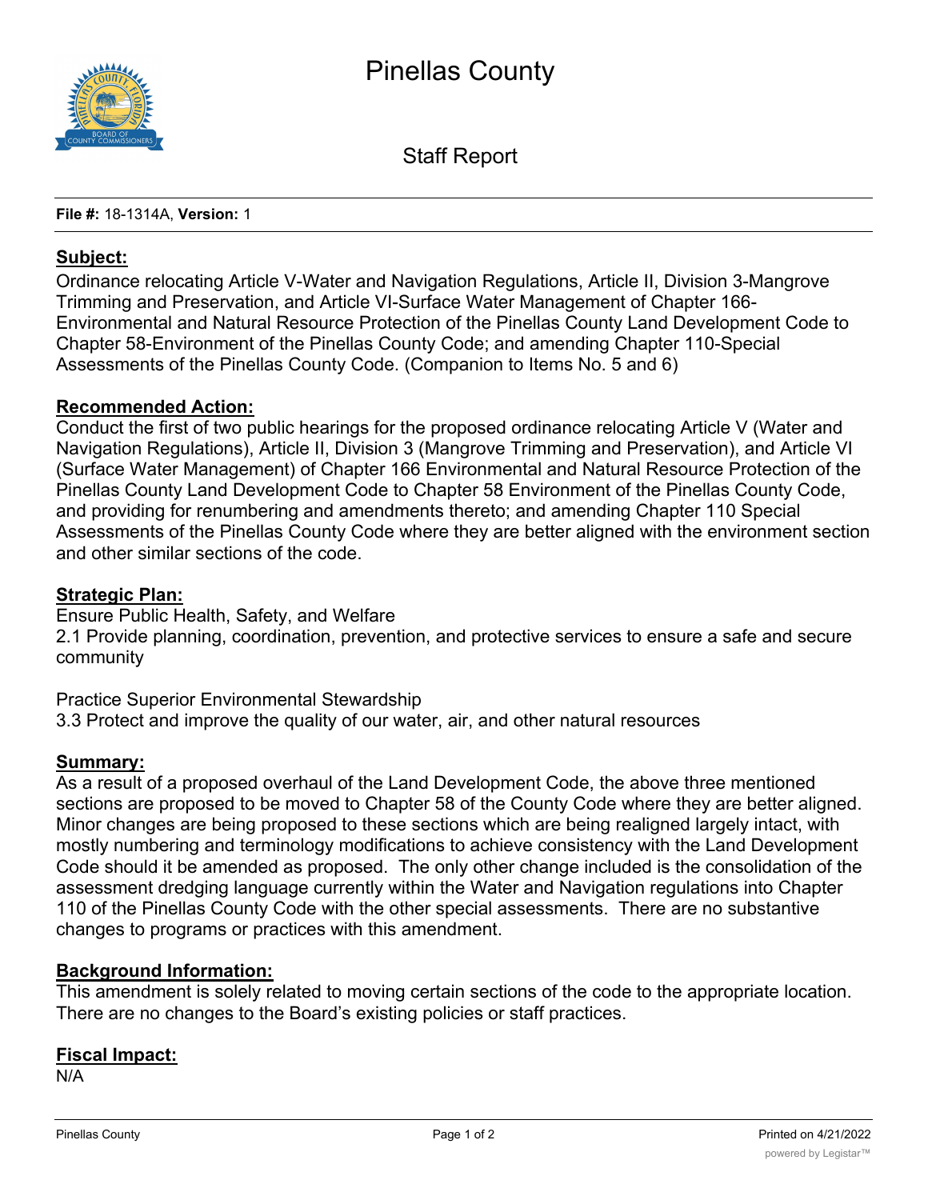# Pinellas County

## Staff Report

**File #:** 18-1314A, **Version:** 1

**Subject:**

Ordinance relocating Article V-Water and Navigation Regulations, Article II, Division 3-Mangrove Trimming and Preservation, and Article VI-Surface Water Management of Chapter 166-Environmental and Natural Resource Protection of the Pinellas County Land Development Code to Chapter 58-Environment of the Pinellas County Code; and amending Chapter 110-Special Assessments of the Pinellas County Code. (Companion to Items No. 5 and 6)

**Recommended Action:**

Conduct the first of two public hearings for the proposed ordinance relocating Article V (Water and Navigation Regulations), Article II, Division 3 (Mangrove Trimming and Preservation), and Article VI (Surface Water Management) of Chapter 166 Environmental and Natural Resource Protection of the Pinellas County Land Development Code to Chapter 58 Environment of the Pinellas County Code, and providing for renumbering and amendments thereto; and amending Chapter 110 Special Assessments of the Pinellas County Code where they are better aligned with the environment section and other similar sections of the code.

**Strategic Plan:**

Ensure Public Health, Safety, and Welfare
2.1 Provide planning, coordination, prevention, and protective services to ensure a safe and secure community

Practice Superior Environmental Stewardship
3.3 Protect and improve the quality of our water, air, and other natural resources

**Summary:**

As a result of a proposed overhaul of the Land Development Code, the above three mentioned sections are proposed to be moved to Chapter 58 of the County Code where they are better aligned. Minor changes are being proposed to these sections which are being realigned largely intact, with mostly numbering and terminology modifications to achieve consistency with the Land Development Code should it be amended as proposed. The only other change included is the consolidation of the assessment dredging language currently within the Water and Navigation regulations into Chapter 110 of the Pinellas County Code with the other special assessments. There are no substantive changes to programs or practices with this amendment.

**Background Information:**

This amendment is solely related to moving certain sections of the code to the appropriate location. There are no changes to the Board's existing policies or staff practices.

**Fiscal Impact:**

N/A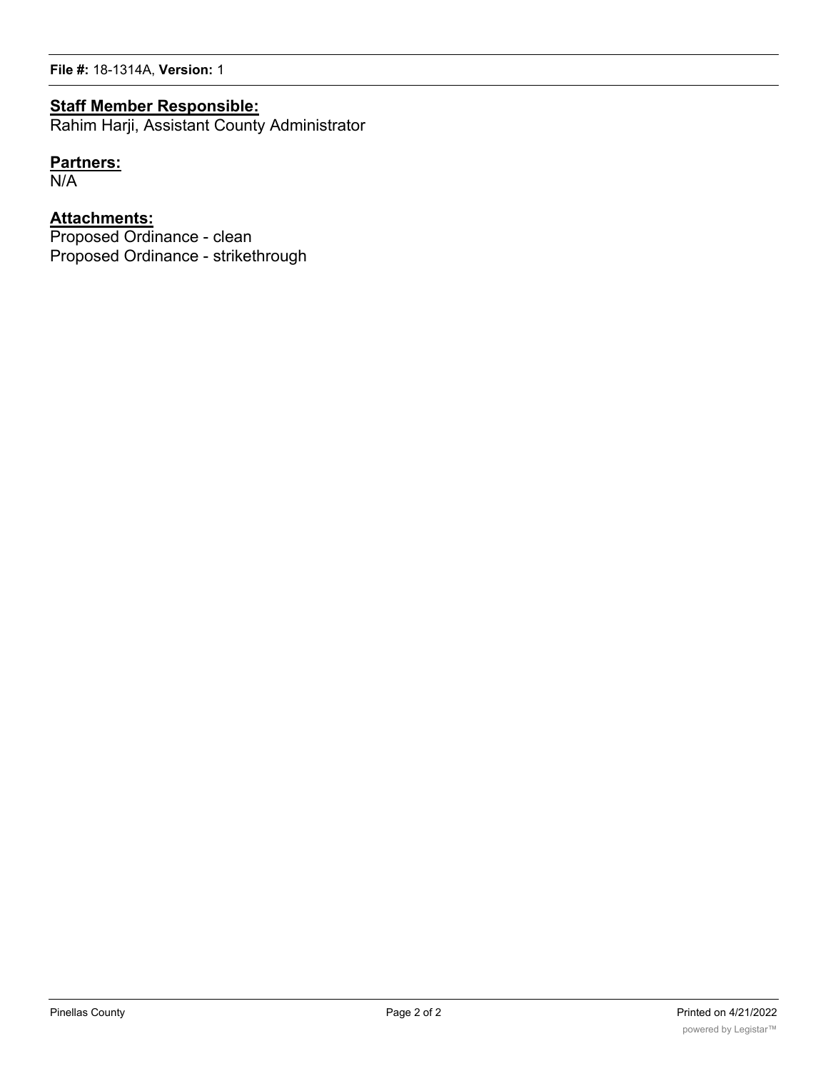**File #:** 18-1314A, **Version:** 1

## Staff Member Responsible:

Rahim Harji, Assistant County Administrator

## Partners:

N/A

## Attachments:

Proposed Ordinance - clean
Proposed Ordinance - strikethrough